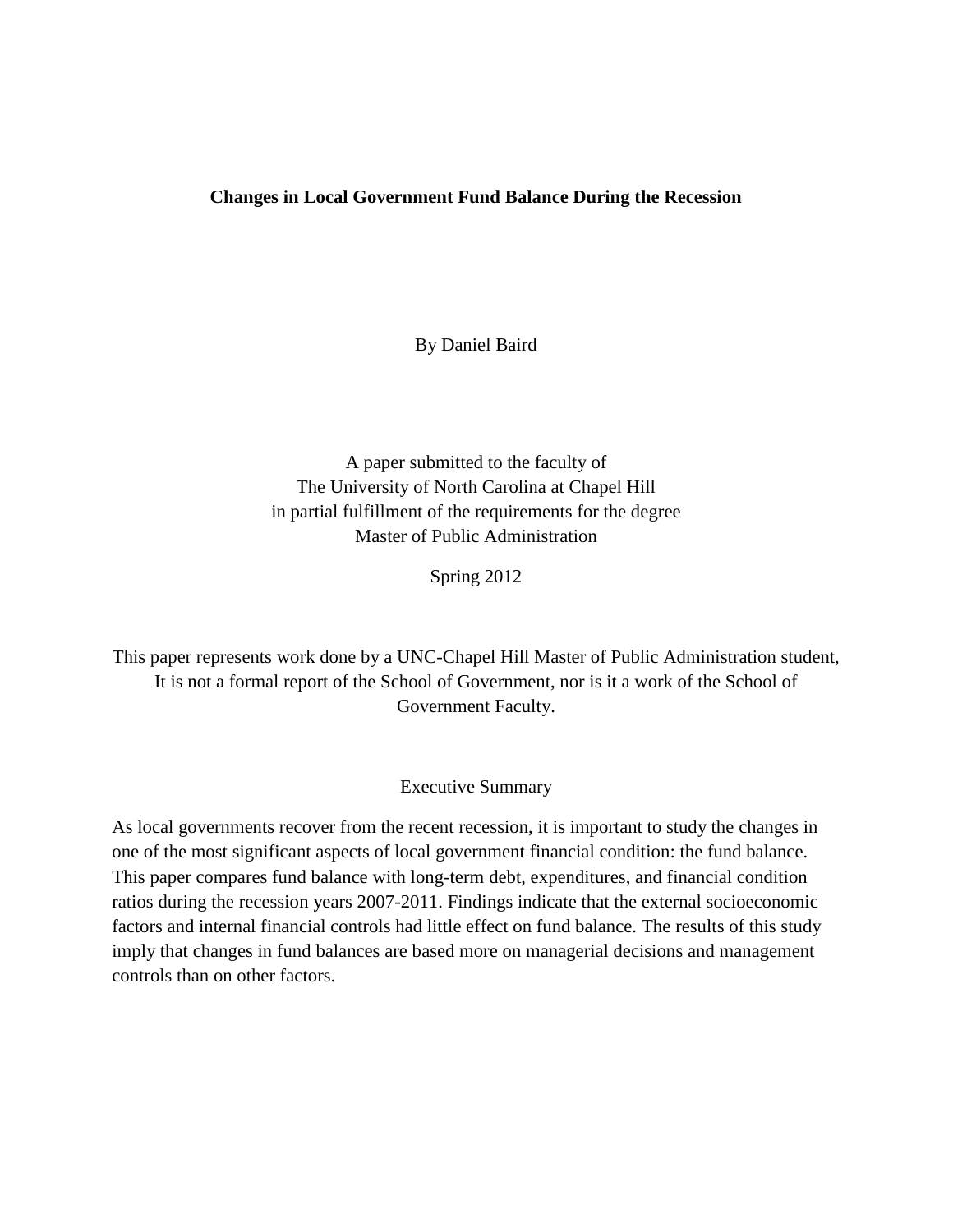**Changes in Local Government Fund Balance During the Recession**

By Daniel Baird

A paper submitted to the faculty of
The University of North Carolina at Chapel Hill
in partial fulfillment of the requirements for the degree
Master of Public Administration

Spring 2012

This paper represents work done by a UNC-Chapel Hill Master of Public Administration student, It is not a formal report of the School of Government, nor is it a work of the School of Government Faculty.

## Executive Summary

As local governments recover from the recent recession, it is important to study the changes in one of the most significant aspects of local government financial condition: the fund balance. This paper compares fund balance with long-term debt, expenditures, and financial condition ratios during the recession years 2007-2011. Findings indicate that the external socioeconomic factors and internal financial controls had little effect on fund balance. The results of this study imply that changes in fund balances are based more on managerial decisions and management controls than on other factors.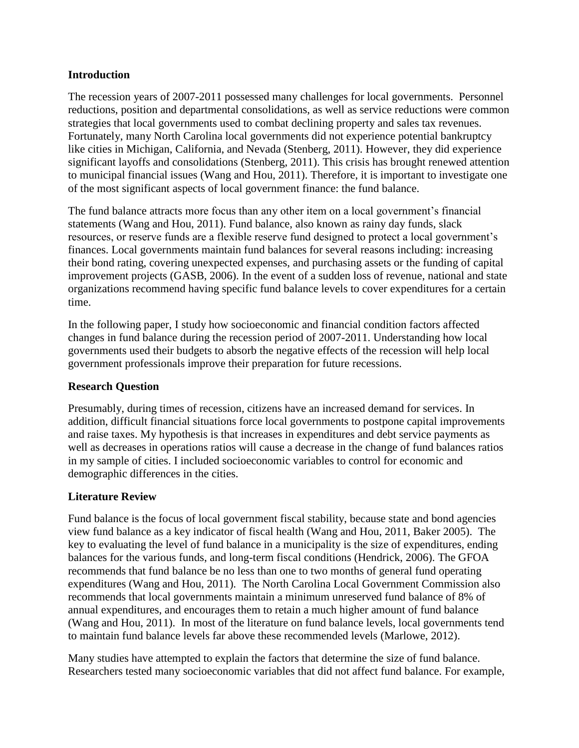## Introduction

The recession years of 2007-2011 possessed many challenges for local governments. Personnel reductions, position and departmental consolidations, as well as service reductions were common strategies that local governments used to combat declining property and sales tax revenues. Fortunately, many North Carolina local governments did not experience potential bankruptcy like cities in Michigan, California, and Nevada (Stenberg, 2011). However, they did experience significant layoffs and consolidations (Stenberg, 2011). This crisis has brought renewed attention to municipal financial issues (Wang and Hou, 2011). Therefore, it is important to investigate one of the most significant aspects of local government finance: the fund balance.

The fund balance attracts more focus than any other item on a local government's financial statements (Wang and Hou, 2011). Fund balance, also known as rainy day funds, slack resources, or reserve funds are a flexible reserve fund designed to protect a local government's finances. Local governments maintain fund balances for several reasons including: increasing their bond rating, covering unexpected expenses, and purchasing assets or the funding of capital improvement projects (GASB, 2006). In the event of a sudden loss of revenue, national and state organizations recommend having specific fund balance levels to cover expenditures for a certain time.

In the following paper, I study how socioeconomic and financial condition factors affected changes in fund balance during the recession period of 2007-2011. Understanding how local governments used their budgets to absorb the negative effects of the recession will help local government professionals improve their preparation for future recessions.

## Research Question

Presumably, during times of recession, citizens have an increased demand for services. In addition, difficult financial situations force local governments to postpone capital improvements and raise taxes. My hypothesis is that increases in expenditures and debt service payments as well as decreases in operations ratios will cause a decrease in the change of fund balances ratios in my sample of cities. I included socioeconomic variables to control for economic and demographic differences in the cities.

## Literature Review

Fund balance is the focus of local government fiscal stability, because state and bond agencies view fund balance as a key indicator of fiscal health (Wang and Hou, 2011, Baker 2005). The key to evaluating the level of fund balance in a municipality is the size of expenditures, ending balances for the various funds, and long-term fiscal conditions (Hendrick, 2006). The GFOA recommends that fund balance be no less than one to two months of general fund operating expenditures (Wang and Hou, 2011). The North Carolina Local Government Commission also recommends that local governments maintain a minimum unreserved fund balance of 8% of annual expenditures, and encourages them to retain a much higher amount of fund balance (Wang and Hou, 2011). In most of the literature on fund balance levels, local governments tend to maintain fund balance levels far above these recommended levels (Marlowe, 2012).

Many studies have attempted to explain the factors that determine the size of fund balance. Researchers tested many socioeconomic variables that did not affect fund balance. For example,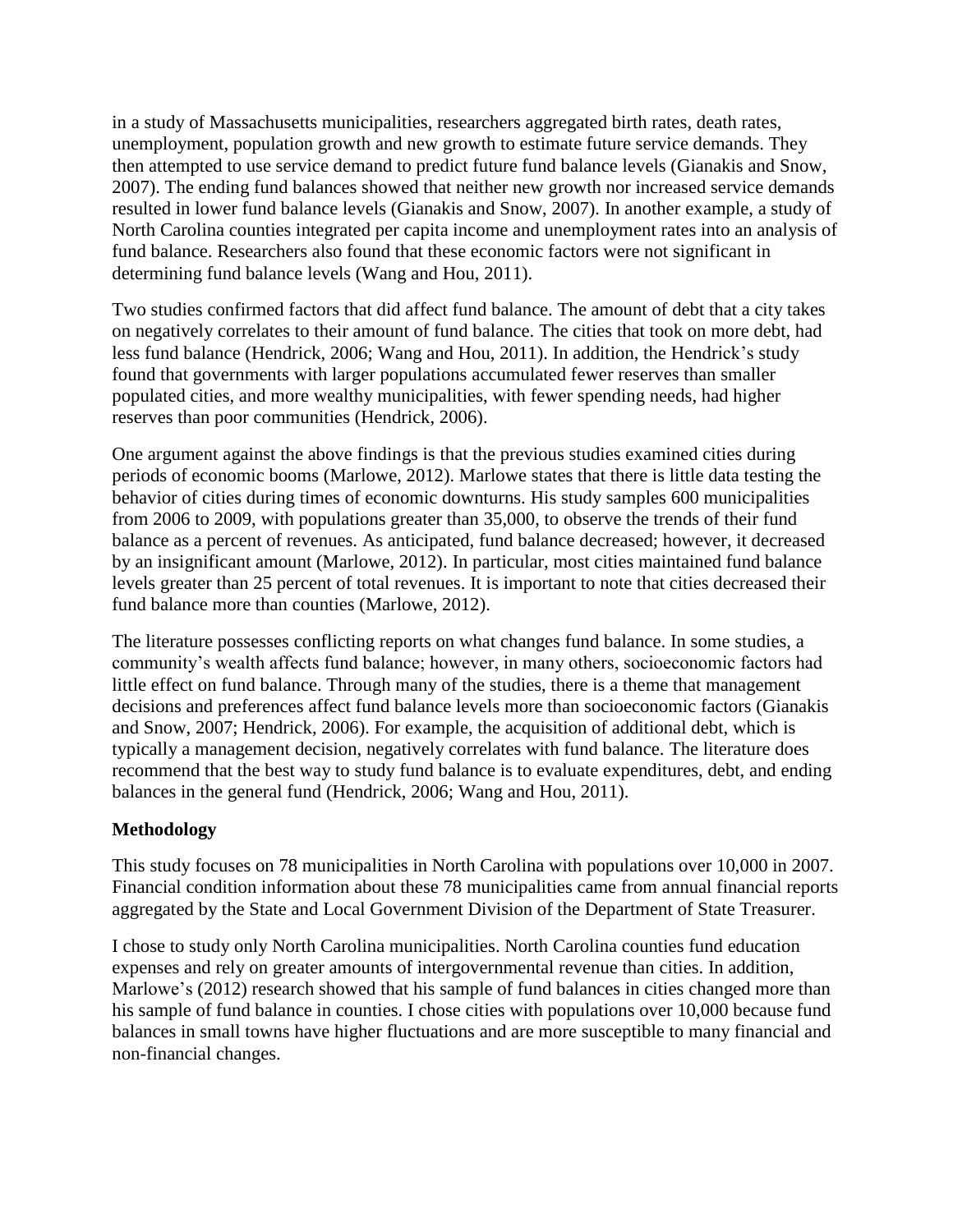in a study of Massachusetts municipalities, researchers aggregated birth rates, death rates, unemployment, population growth and new growth to estimate future service demands. They then attempted to use service demand to predict future fund balance levels (Gianakis and Snow, 2007). The ending fund balances showed that neither new growth nor increased service demands resulted in lower fund balance levels (Gianakis and Snow, 2007). In another example, a study of North Carolina counties integrated per capita income and unemployment rates into an analysis of fund balance. Researchers also found that these economic factors were not significant in determining fund balance levels (Wang and Hou, 2011).

Two studies confirmed factors that did affect fund balance. The amount of debt that a city takes on negatively correlates to their amount of fund balance. The cities that took on more debt, had less fund balance (Hendrick, 2006; Wang and Hou, 2011). In addition, the Hendrick's study found that governments with larger populations accumulated fewer reserves than smaller populated cities, and more wealthy municipalities, with fewer spending needs, had higher reserves than poor communities (Hendrick, 2006).

One argument against the above findings is that the previous studies examined cities during periods of economic booms (Marlowe, 2012). Marlowe states that there is little data testing the behavior of cities during times of economic downturns. His study samples 600 municipalities from 2006 to 2009, with populations greater than 35,000, to observe the trends of their fund balance as a percent of revenues. As anticipated, fund balance decreased; however, it decreased by an insignificant amount (Marlowe, 2012). In particular, most cities maintained fund balance levels greater than 25 percent of total revenues. It is important to note that cities decreased their fund balance more than counties (Marlowe, 2012).

The literature possesses conflicting reports on what changes fund balance. In some studies, a community's wealth affects fund balance; however, in many others, socioeconomic factors had little effect on fund balance. Through many of the studies, there is a theme that management decisions and preferences affect fund balance levels more than socioeconomic factors (Gianakis and Snow, 2007; Hendrick, 2006). For example, the acquisition of additional debt, which is typically a management decision, negatively correlates with fund balance. The literature does recommend that the best way to study fund balance is to evaluate expenditures, debt, and ending balances in the general fund (Hendrick, 2006; Wang and Hou, 2011).

**Methodology**

This study focuses on 78 municipalities in North Carolina with populations over 10,000 in 2007. Financial condition information about these 78 municipalities came from annual financial reports aggregated by the State and Local Government Division of the Department of State Treasurer.

I chose to study only North Carolina municipalities. North Carolina counties fund education expenses and rely on greater amounts of intergovernmental revenue than cities. In addition, Marlowe's (2012) research showed that his sample of fund balances in cities changed more than his sample of fund balance in counties. I chose cities with populations over 10,000 because fund balances in small towns have higher fluctuations and are more susceptible to many financial and non-financial changes.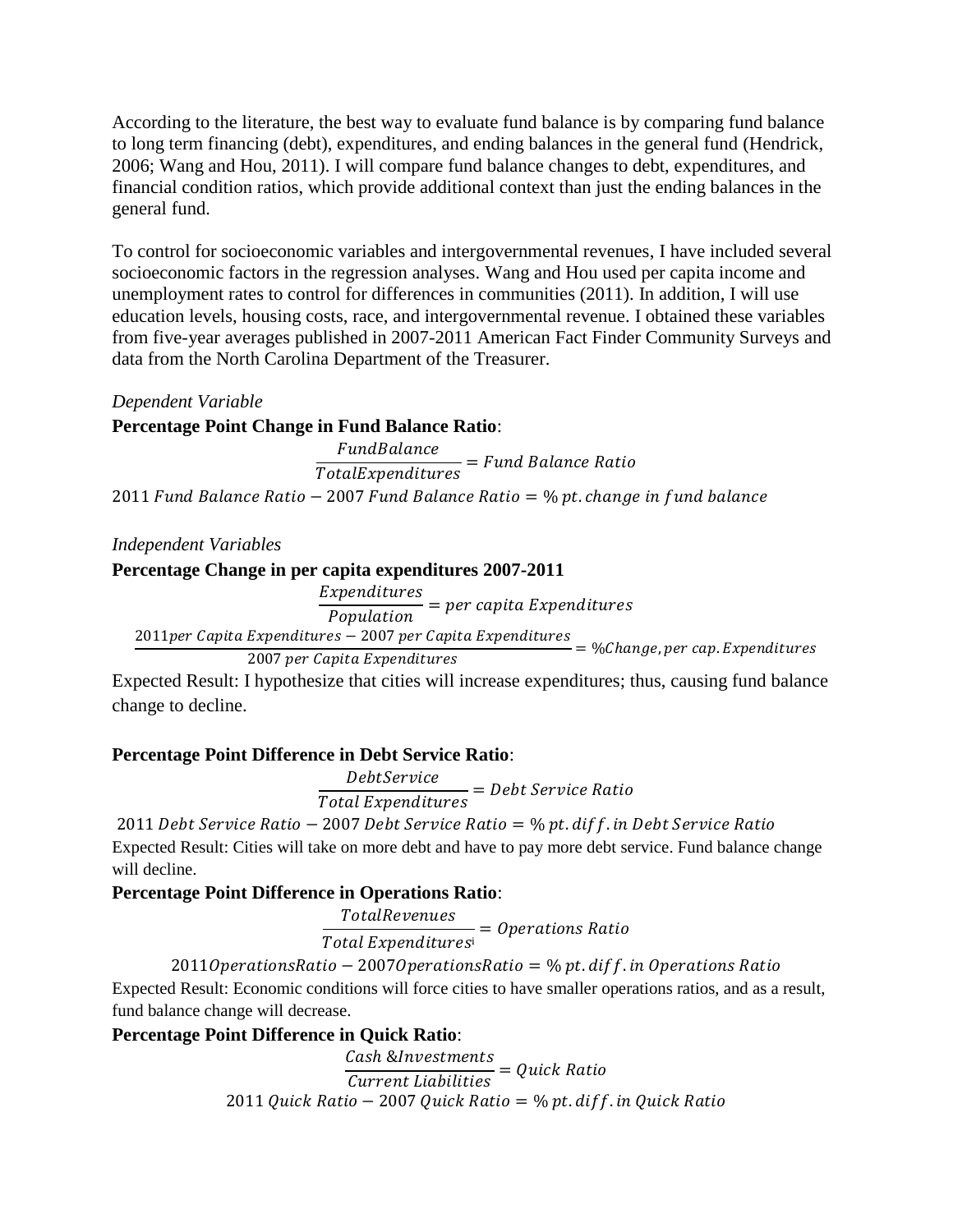According to the literature, the best way to evaluate fund balance is by comparing fund balance to long term financing (debt), expenditures, and ending balances in the general fund (Hendrick, 2006; Wang and Hou, 2011). I will compare fund balance changes to debt, expenditures, and financial condition ratios, which provide additional context than just the ending balances in the general fund.

To control for socioeconomic variables and intergovernmental revenues, I have included several socioeconomic factors in the regression analyses. Wang and Hou used per capita income and unemployment rates to control for differences in communities (2011). In addition, I will use education levels, housing costs, race, and intergovernmental revenue. I obtained these variables from five-year averages published in 2007-2011 American Fact Finder Community Surveys and data from the North Carolina Department of the Treasurer.

*Dependent Variable*

**Percentage Point Change in Fund Balance Ratio**:

$$\frac{FundBalance}{TotalExpenditures} = Fund\ Balance\ Ratio$$

$$2011\ Fund\ Balance\ Ratio - 2007\ Fund\ Balance\ Ratio = \%\ pt.change\ in\ fund\ balance$$

*Independent Variables*

**Percentage Change in per capita expenditures 2007-2011**

$$\frac{Expenditures}{Population} = per\ capita\ Expenditures$$

$$\frac{2011 per\ Capita\ Expenditures - 2007\ per\ Capita\ Expenditures}{2007\ per\ Capita\ Expenditures} = \%Change, per\ cap.Expenditures$$

Expected Result: I hypothesize that cities will increase expenditures; thus, causing fund balance change to decline.

**Percentage Point Difference in Debt Service Ratio**:

$$\frac{DebtService}{Total\ Expenditures} = Debt\ Service\ Ratio$$

$$2011\ Debt\ Service\ Ratio - 2007\ Debt\ Service\ Ratio = \%\ pt.diff.in\ Debt\ Service\ Ratio$$

Expected Result: Cities will take on more debt and have to pay more debt service. Fund balance change will decline.

**Percentage Point Difference in Operations Ratio**:

$$\frac{TotalRevenues}{Total\ Expenditures^{i}} = Operations\ Ratio$$

$$2011 OperationsRatio - 2007 OperationsRatio = \%\ pt.diff.in\ Operations\ Ratio$$

Expected Result: Economic conditions will force cities to have smaller operations ratios, and as a result, fund balance change will decrease.

**Percentage Point Difference in Quick Ratio**:

$$\frac{Cash\ \&Investments}{Current\ Liabilities} = Quick\ Ratio$$

$$2011\ Quick\ Ratio - 2007\ Quick\ Ratio = \%\ pt.diff.in\ Quick\ Ratio$$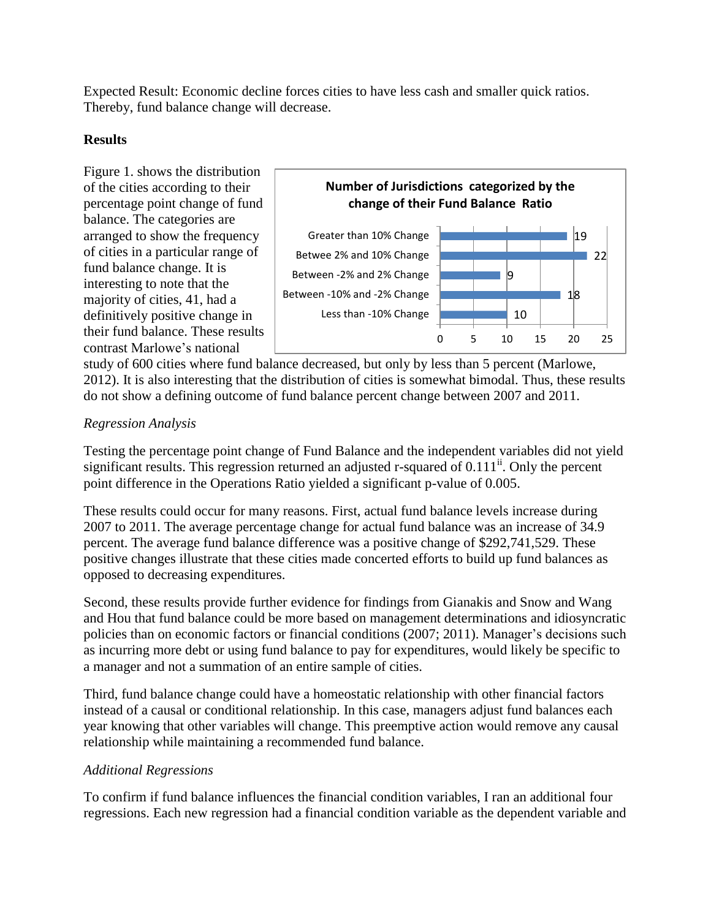Expected Result: Economic decline forces cities to have less cash and smaller quick ratios. Thereby, fund balance change will decrease.

**Results**

Figure 1. shows the distribution of the cities according to their percentage point change of fund balance. The categories are arranged to show the frequency of cities in a particular range of fund balance change. It is interesting to note that the majority of cities, 41, had a definitively positive change in their fund balance. These results contrast Marlowe's national study of 600 cities where fund balance decreased, but only by less than 5 percent (Marlowe, 2012). It is also interesting that the distribution of cities is somewhat bimodal. Thus, these results do not show a defining outcome of fund balance percent change between 2007 and 2011.

**Number of Jurisdictions categorized by the change of their Fund Balance Ratio**

| Category | Number of Jurisdictions |
| --- | --- |
| Greater than 10% Change | 19 |
| Betwee 2% and 10% Change | 22 |
| Between -2% and 2% Change | 9 |
| Between -10% and -2% Change | 18 |
| Less than -10% Change | 10 |

*Regression Analysis*

Testing the percentage point change of Fund Balance and the independent variables did not yield significant results. This regression returned an adjusted r-squared of 0.111[ii]. Only the percent point difference in the Operations Ratio yielded a significant p-value of 0.005.

These results could occur for many reasons. First, actual fund balance levels increase during 2007 to 2011. The average percentage change for actual fund balance was an increase of 34.9 percent. The average fund balance difference was a positive change of $292,741,529. These positive changes illustrate that these cities made concerted efforts to build up fund balances as opposed to decreasing expenditures.

Second, these results provide further evidence for findings from Gianakis and Snow and Wang and Hou that fund balance could be more based on management determinations and idiosyncratic policies than on economic factors or financial conditions (2007; 2011). Manager's decisions such as incurring more debt or using fund balance to pay for expenditures, would likely be specific to a manager and not a summation of an entire sample of cities.

Third, fund balance change could have a homeostatic relationship with other financial factors instead of a causal or conditional relationship. In this case, managers adjust fund balances each year knowing that other variables will change. This preemptive action would remove any causal relationship while maintaining a recommended fund balance.

*Additional Regressions*

To confirm if fund balance influences the financial condition variables, I ran an additional four regressions. Each new regression had a financial condition variable as the dependent variable and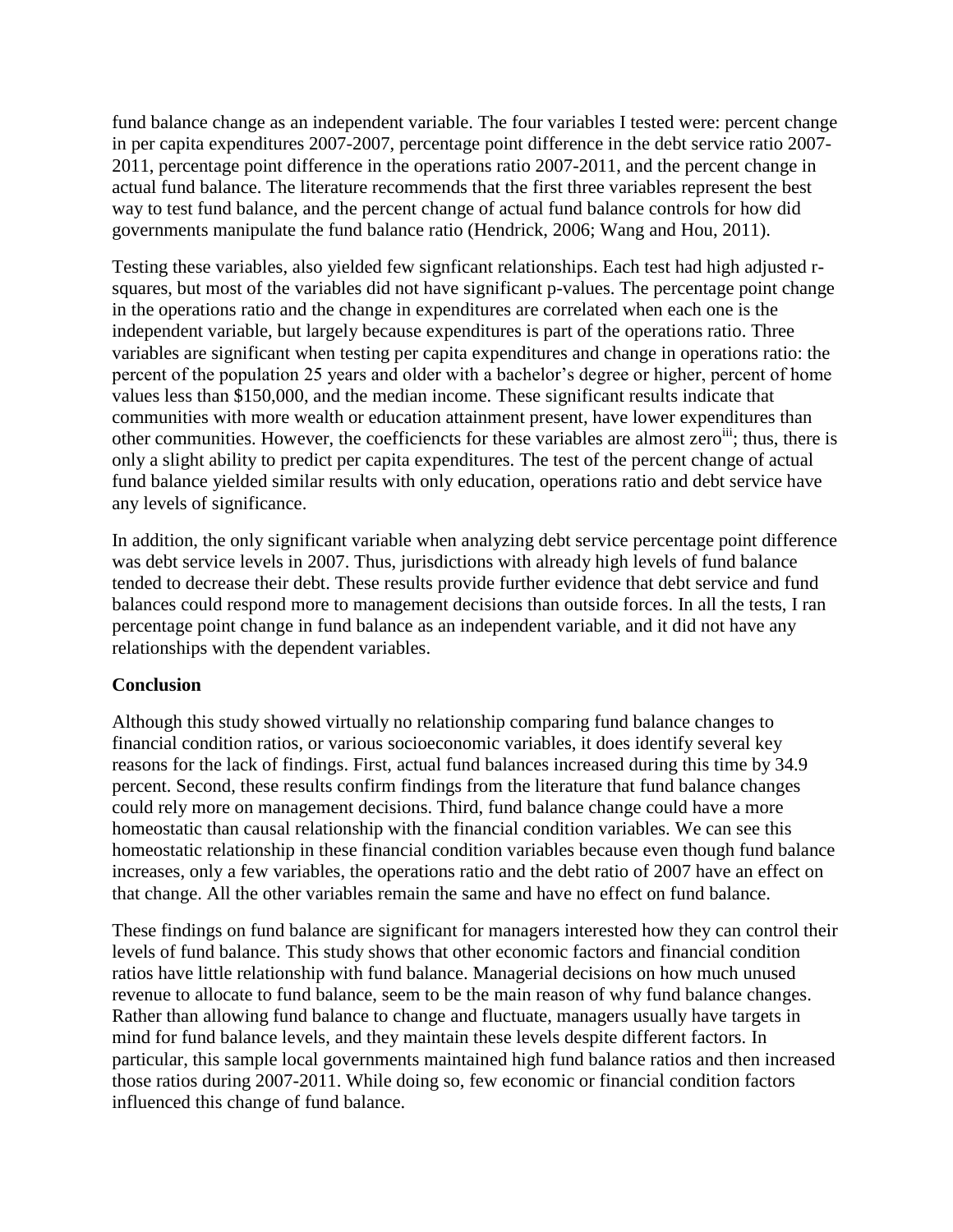fund balance change as an independent variable. The four variables I tested were: percent change in per capita expenditures 2007-2007, percentage point difference in the debt service ratio 2007-2011, percentage point difference in the operations ratio 2007-2011, and the percent change in actual fund balance. The literature recommends that the first three variables represent the best way to test fund balance, and the percent change of actual fund balance controls for how did governments manipulate the fund balance ratio (Hendrick, 2006; Wang and Hou, 2011).

Testing these variables, also yielded few signficant relationships. Each test had high adjusted r-squares, but most of the variables did not have significant p-values. The percentage point change in the operations ratio and the change in expenditures are correlated when each one is the independent variable, but largely because expenditures is part of the operations ratio. Three variables are significant when testing per capita expenditures and change in operations ratio: the percent of the population 25 years and older with a bachelor's degree or higher, percent of home values less than \$150,000, and the median income. These significant results indicate that communities with more wealth or education attainment present, have lower expenditures than other communities. However, the coefficiencts for these variables are almost zero[iii]; thus, there is only a slight ability to predict per capita expenditures. The test of the percent change of actual fund balance yielded similar results with only education, operations ratio and debt service have any levels of significance.

In addition, the only significant variable when analyzing debt service percentage point difference was debt service levels in 2007. Thus, jurisdictions with already high levels of fund balance tended to decrease their debt. These results provide further evidence that debt service and fund balances could respond more to management decisions than outside forces. In all the tests, I ran percentage point change in fund balance as an independent variable, and it did not have any relationships with the dependent variables.

**Conclusion**

Although this study showed virtually no relationship comparing fund balance changes to financial condition ratios, or various socioeconomic variables, it does identify several key reasons for the lack of findings. First, actual fund balances increased during this time by 34.9 percent. Second, these results confirm findings from the literature that fund balance changes could rely more on management decisions. Third, fund balance change could have a more homeostatic than causal relationship with the financial condition variables. We can see this homeostatic relationship in these financial condition variables because even though fund balance increases, only a few variables, the operations ratio and the debt ratio of 2007 have an effect on that change. All the other variables remain the same and have no effect on fund balance.

These findings on fund balance are significant for managers interested how they can control their levels of fund balance. This study shows that other economic factors and financial condition ratios have little relationship with fund balance. Managerial decisions on how much unused revenue to allocate to fund balance, seem to be the main reason of why fund balance changes. Rather than allowing fund balance to change and fluctuate, managers usually have targets in mind for fund balance levels, and they maintain these levels despite different factors. In particular, this sample local governments maintained high fund balance ratios and then increased those ratios during 2007-2011. While doing so, few economic or financial condition factors influenced this change of fund balance.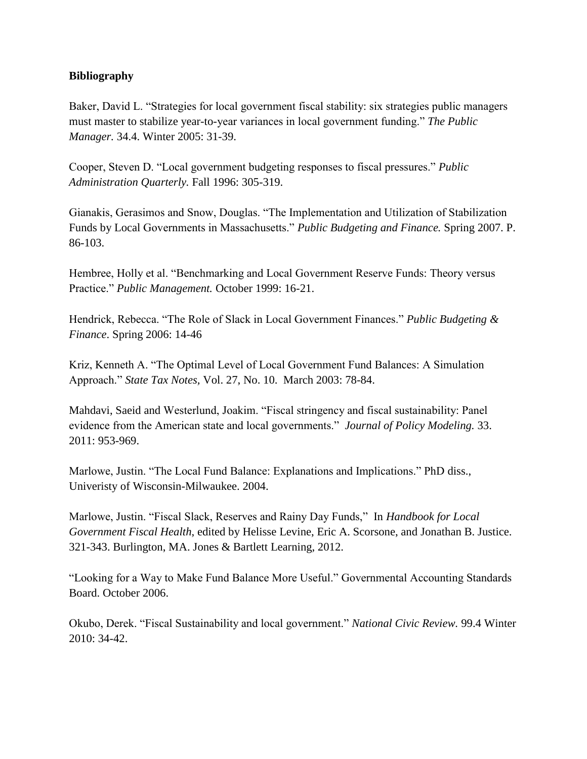**Bibliography**

Baker, David L. "Strategies for local government fiscal stability: six strategies public managers must master to stabilize year-to-year variances in local government funding." *The Public Manager*. 34.4. Winter 2005: 31-39.

Cooper, Steven D. "Local government budgeting responses to fiscal pressures." *Public Administration Quarterly.* Fall 1996: 305-319.

Gianakis, Gerasimos and Snow, Douglas. "The Implementation and Utilization of Stabilization Funds by Local Governments in Massachusetts." *Public Budgeting and Finance.* Spring 2007. P. 86-103.

Hembree, Holly et al. "Benchmarking and Local Government Reserve Funds: Theory versus Practice." *Public Management.* October 1999: 16-21.

Hendrick, Rebecca. "The Role of Slack in Local Government Finances." *Public Budgeting & Finance*. Spring 2006: 14-46

Kriz, Kenneth A. "The Optimal Level of Local Government Fund Balances: A Simulation Approach." *State Tax Notes,* Vol. 27, No. 10. March 2003: 78-84.

Mahdavi, Saeid and Westerlund, Joakim. "Fiscal stringency and fiscal sustainability: Panel evidence from the American state and local governments." *Journal of Policy Modeling.* 33. 2011: 953-969.

Marlowe, Justin. "The Local Fund Balance: Explanations and Implications." PhD diss., Univeristy of Wisconsin-Milwaukee. 2004.

Marlowe, Justin. "Fiscal Slack, Reserves and Rainy Day Funds," In *Handbook for Local Government Fiscal Health*, edited by Helisse Levine, Eric A. Scorsone, and Jonathan B. Justice. 321-343. Burlington, MA. Jones & Bartlett Learning, 2012.

"Looking for a Way to Make Fund Balance More Useful." Governmental Accounting Standards Board. October 2006.

Okubo, Derek. "Fiscal Sustainability and local government." *National Civic Review.* 99.4 Winter 2010: 34-42.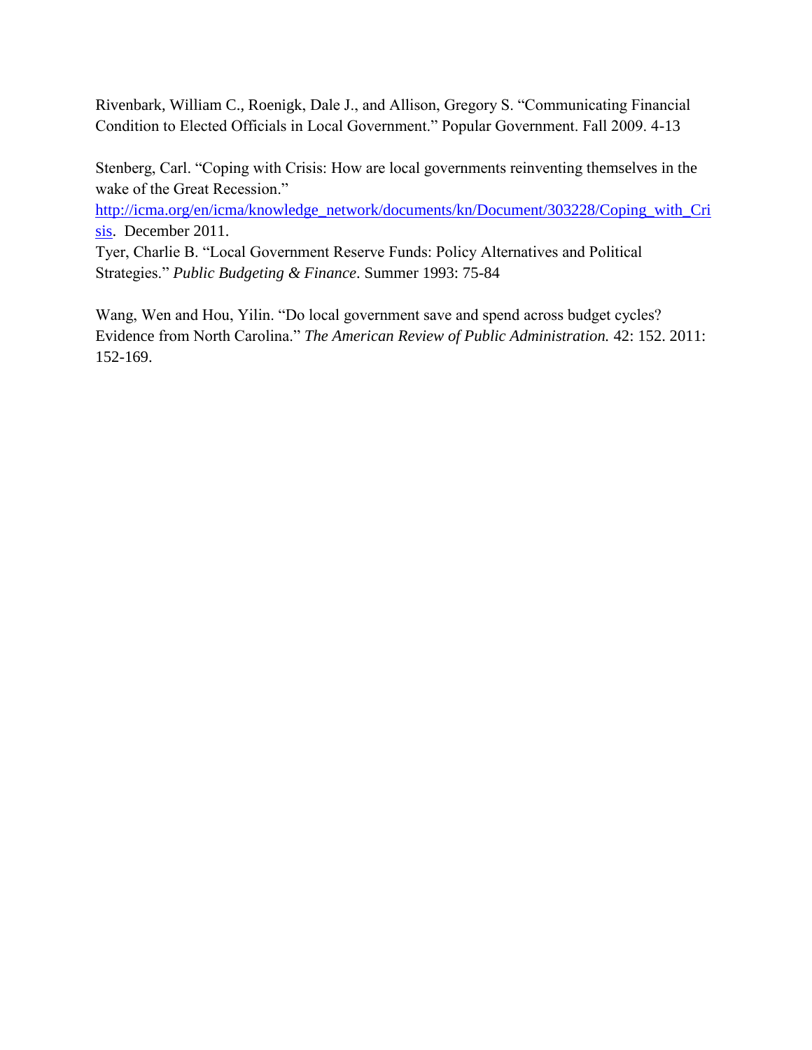Rivenbark, William C., Roenigk, Dale J., and Allison, Gregory S. "Communicating Financial Condition to Elected Officials in Local Government." Popular Government. Fall 2009. 4-13

Stenberg, Carl. "Coping with Crisis: How are local governments reinventing themselves in the wake of the Great Recession." [http://icma.org/en/icma/knowledge_network/documents/kn/Document/303228/Coping_with_Crisis](http://icma.org/en/icma/knowledge_network/documents/kn/Document/303228/Coping_with_Crisis). December 2011.

Tyer, Charlie B. "Local Government Reserve Funds: Policy Alternatives and Political Strategies." *Public Budgeting & Finance*. Summer 1993: 75-84

Wang, Wen and Hou, Yilin. "Do local government save and spend across budget cycles? Evidence from North Carolina." *The American Review of Public Administration.* 42: 152. 2011: 152-169.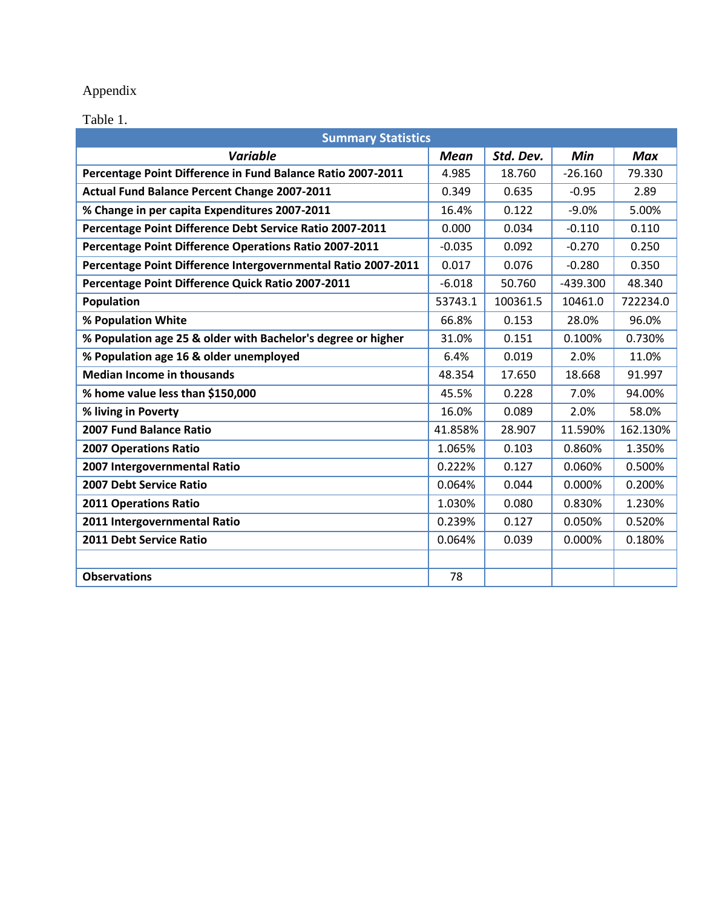Appendix

Table 1.

| Summary Statistics | | | | |
|---|---|---|---|---|
| ***Variable*** | ***Mean*** | ***Std. Dev.*** | ***Min*** | ***Max*** |
| **Percentage Point Difference in Fund Balance Ratio 2007-2011** | 4.985 | 18.760 | -26.160 | 79.330 |
| **Actual Fund Balance Percent Change 2007-2011** | 0.349 | 0.635 | -0.95 | 2.89 |
| **% Change in per capita Expenditures 2007-2011** | 16.4% | 0.122 | -9.0% | 5.00% |
| **Percentage Point Difference Debt Service Ratio 2007-2011** | 0.000 | 0.034 | -0.110 | 0.110 |
| **Percentage Point Difference Operations Ratio 2007-2011** | -0.035 | 0.092 | -0.270 | 0.250 |
| **Percentage Point Difference Intergovernmental Ratio 2007-2011** | 0.017 | 0.076 | -0.280 | 0.350 |
| **Percentage Point Difference Quick Ratio 2007-2011** | -6.018 | 50.760 | -439.300 | 48.340 |
| **Population** | 53743.1 | 100361.5 | 10461.0 | 722234.0 |
| **% Population White** | 66.8% | 0.153 | 28.0% | 96.0% |
| **% Population age 25 & older with Bachelor's degree or higher** | 31.0% | 0.151 | 0.100% | 0.730% |
| **% Population age 16 & older unemployed** | 6.4% | 0.019 | 2.0% | 11.0% |
| **Median Income in thousands** | 48.354 | 17.650 | 18.668 | 91.997 |
| **% home value less than $150,000** | 45.5% | 0.228 | 7.0% | 94.00% |
| **% living in Poverty** | 16.0% | 0.089 | 2.0% | 58.0% |
| **2007 Fund Balance Ratio** | 41.858% | 28.907 | 11.590% | 162.130% |
| **2007 Operations Ratio** | 1.065% | 0.103 | 0.860% | 1.350% |
| **2007 Intergovernmental Ratio** | 0.222% | 0.127 | 0.060% | 0.500% |
| **2007 Debt Service Ratio** | 0.064% | 0.044 | 0.000% | 0.200% |
| **2011 Operations Ratio** | 1.030% | 0.080 | 0.830% | 1.230% |
| **2011 Intergovernmental Ratio** | 0.239% | 0.127 | 0.050% | 0.520% |
| **2011 Debt Service Ratio** | 0.064% | 0.039 | 0.000% | 0.180% |
| | | | | |
| **Observations** | 78 | | | |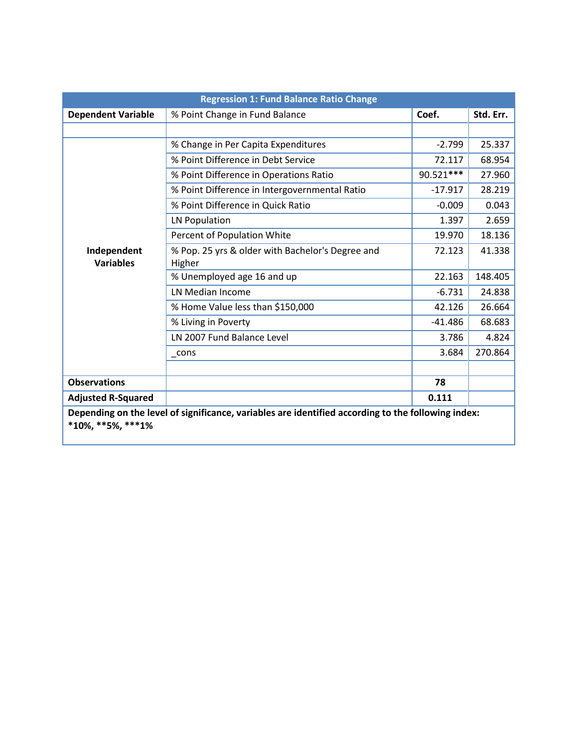| Regression 1: Fund Balance Ratio Change | | | |
|---|---|---|---|
| **Dependent Variable** | % Point Change in Fund Balance | **Coef.** | **Std. Err.** |
| | | | |
| **Independent Variables** | % Change in Per Capita Expenditures | -2.799 | 25.337 |
| | % Point Difference in Debt Service | 72.117 | 68.954 |
| | % Point Difference in Operations Ratio | 90.521*** | 27.960 |
| | % Point Difference in Intergovernmental Ratio | -17.917 | 28.219 |
| | % Point Difference in Quick Ratio | -0.009 | 0.043 |
| | LN Population | 1.397 | 2.659 |
| | Percent of Population White | 19.970 | 18.136 |
| | % Pop. 25 yrs & older with Bachelor's Degree and Higher | 72.123 | 41.338 |
| | % Unemployed age 16 and up | 22.163 | 148.405 |
| | LN Median Income | -6.731 | 24.838 |
| | % Home Value less than $150,000 | 42.126 | 26.664 |
| | % Living in Poverty | -41.486 | 68.683 |
| | LN 2007 Fund Balance Level | 3.786 | 4.824 |
| | _cons | 3.684 | 270.864 |
| | | | |
| **Observations** | | **78** | |
| **Adjusted R-Squared** | | **0.111** | |

**Depending on the level of significance, variables are identified according to the following index: *10%, **5%, ***1%**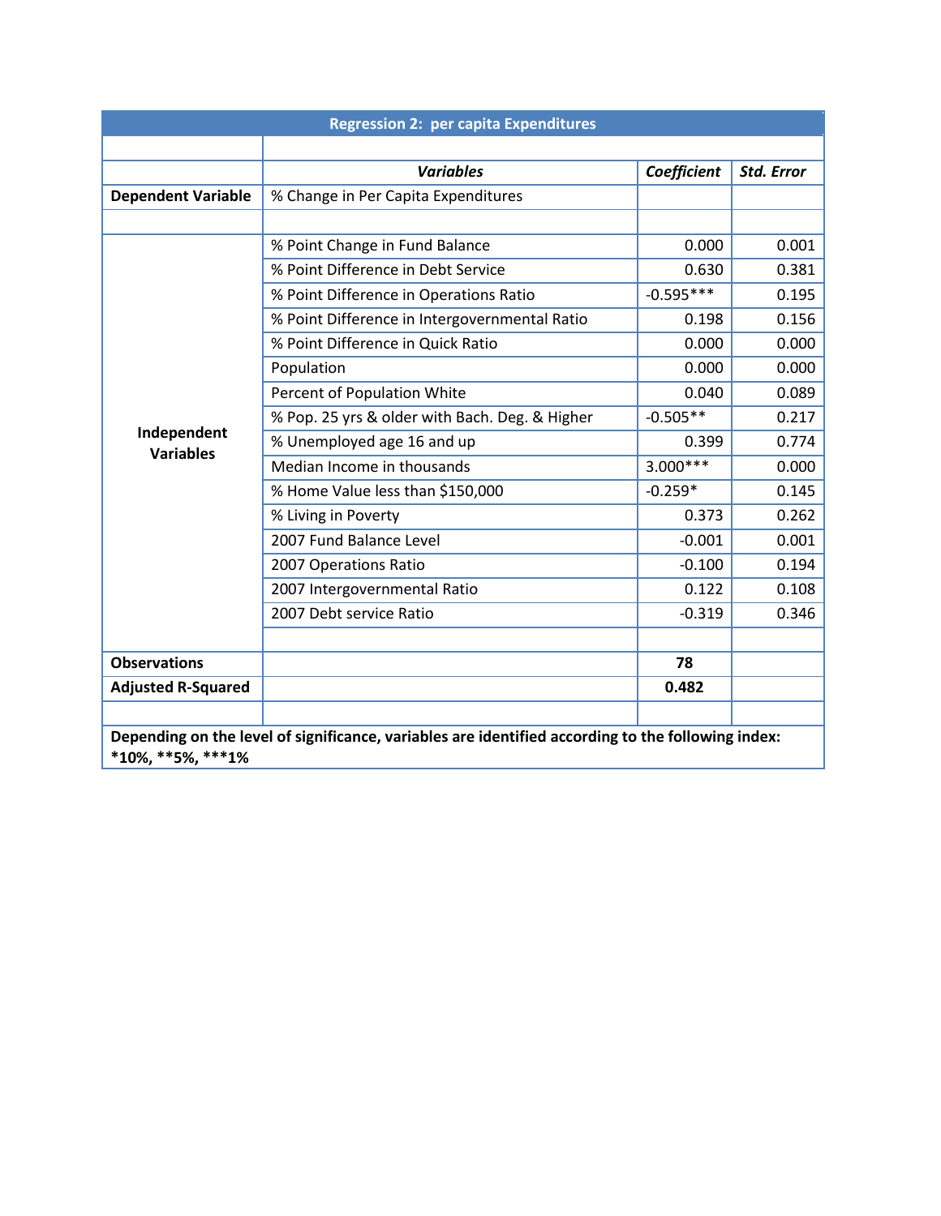| Regression 2: per capita Expenditures | | | |
|---|---|---|---|
| | | | |
| | ***Variables*** | ***Coefficient*** | ***Std. Error*** |
| **Dependent Variable** | % Change in Per Capita Expenditures | | |
| | | | |
| **Independent Variables** | % Point Change in Fund Balance | 0.000 | 0.001 |
| | % Point Difference in Debt Service | 0.630 | 0.381 |
| | % Point Difference in Operations Ratio | -0.595*** | 0.195 |
| | % Point Difference in Intergovernmental Ratio | 0.198 | 0.156 |
| | % Point Difference in Quick Ratio | 0.000 | 0.000 |
| | Population | 0.000 | 0.000 |
| | Percent of Population White | 0.040 | 0.089 |
| | % Pop. 25 yrs & older with Bach. Deg. & Higher | -0.505** | 0.217 |
| | % Unemployed age 16 and up | 0.399 | 0.774 |
| | Median Income in thousands | 3.000*** | 0.000 |
| | % Home Value less than $150,000 | -0.259* | 0.145 |
| | % Living in Poverty | 0.373 | 0.262 |
| | 2007 Fund Balance Level | -0.001 | 0.001 |
| | 2007 Operations Ratio | -0.100 | 0.194 |
| | 2007 Intergovernmental Ratio | 0.122 | 0.108 |
| | 2007 Debt service Ratio | -0.319 | 0.346 |
| | | | |
| **Observations** | | **78** | |
| **Adjusted R-Squared** | | **0.482** | |
| | | | |

**Depending on the level of significance, variables are identified according to the following index: *10%, **5%, ***1%**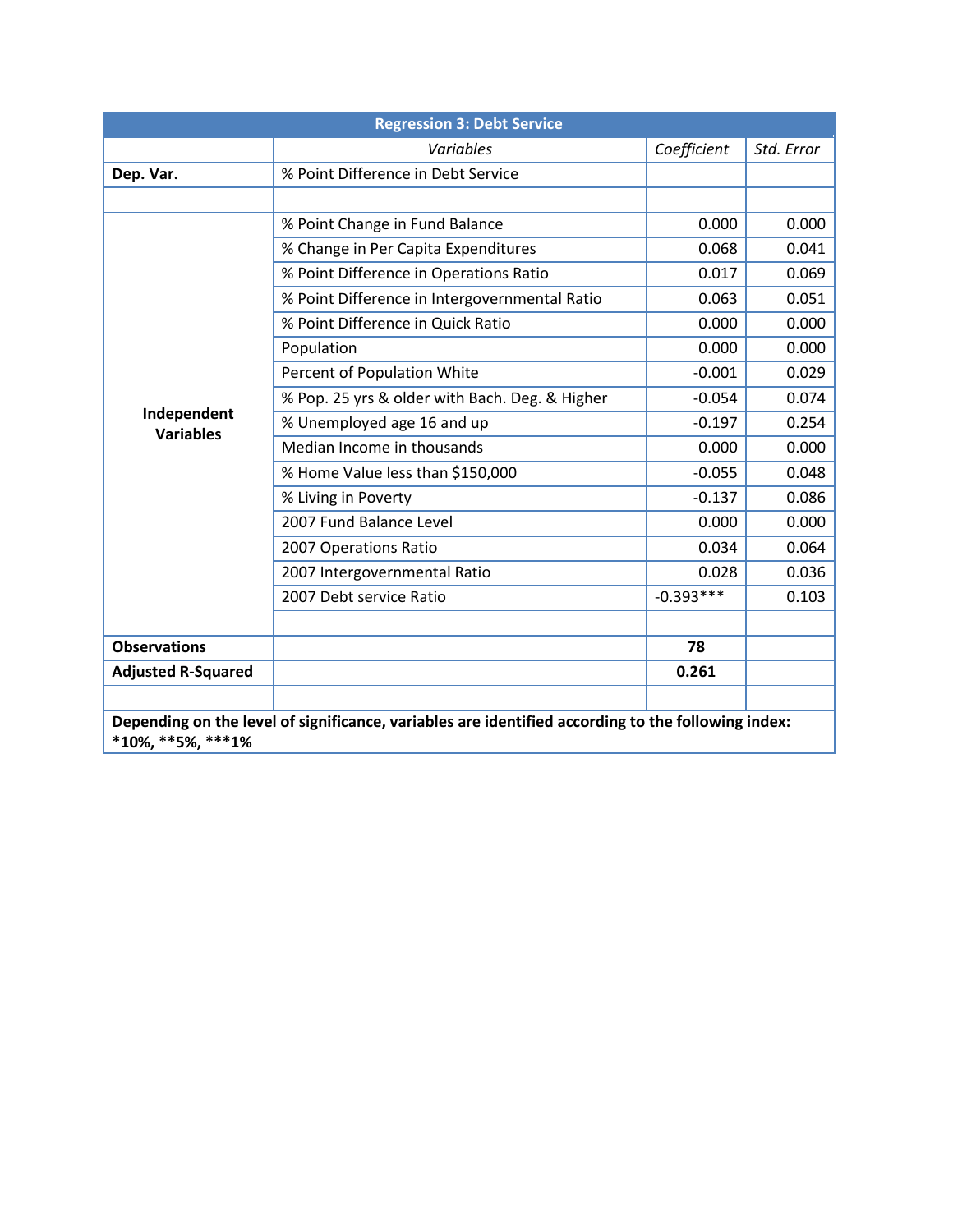| Regression 3: Debt Service | | | |
|---|---|---|---|
| | *Variables* | *Coefficient* | *Std. Error* |
| **Dep. Var.** | % Point Difference in Debt Service | | |
| | | | |
| **Independent Variables** | % Point Change in Fund Balance | 0.000 | 0.000 |
| | % Change in Per Capita Expenditures | 0.068 | 0.041 |
| | % Point Difference in Operations Ratio | 0.017 | 0.069 |
| | % Point Difference in Intergovernmental Ratio | 0.063 | 0.051 |
| | % Point Difference in Quick Ratio | 0.000 | 0.000 |
| | Population | 0.000 | 0.000 |
| | Percent of Population White | -0.001 | 0.029 |
| | % Pop. 25 yrs & older with Bach. Deg. & Higher | -0.054 | 0.074 |
| | % Unemployed age 16 and up | -0.197 | 0.254 |
| | Median Income in thousands | 0.000 | 0.000 |
| | % Home Value less than $150,000 | -0.055 | 0.048 |
| | % Living in Poverty | -0.137 | 0.086 |
| | 2007 Fund Balance Level | 0.000 | 0.000 |
| | 2007 Operations Ratio | 0.034 | 0.064 |
| | 2007 Intergovernmental Ratio | 0.028 | 0.036 |
| | 2007 Debt service Ratio | -0.393*** | 0.103 |
| | | | |
| **Observations** | | **78** | |
| **Adjusted R-Squared** | | **0.261** | |
| | | | |

**Depending on the level of significance, variables are identified according to the following index: *10%, **5%, ***1%**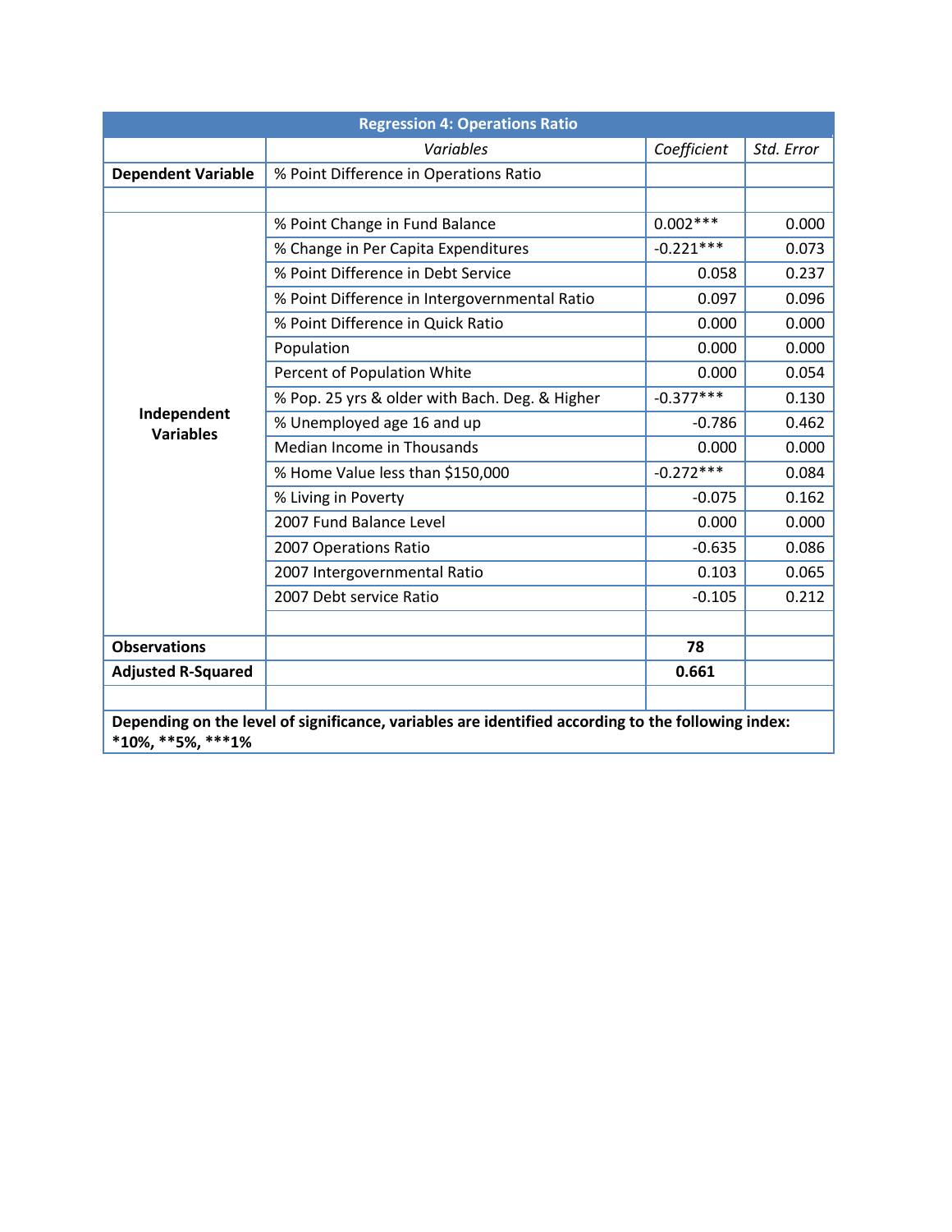| Regression 4: Operations Ratio | | | |
|---|---|---|---|
| | *Variables* | *Coefficient* | *Std. Error* |
| **Dependent Variable** | % Point Difference in Operations Ratio | | |
| | | | |
| **Independent Variables** | % Point Change in Fund Balance | 0.002*** | 0.000 |
| | % Change in Per Capita Expenditures | -0.221*** | 0.073 |
| | % Point Difference in Debt Service | 0.058 | 0.237 |
| | % Point Difference in Intergovernmental Ratio | 0.097 | 0.096 |
| | % Point Difference in Quick Ratio | 0.000 | 0.000 |
| | Population | 0.000 | 0.000 |
| | Percent of Population White | 0.000 | 0.054 |
| | % Pop. 25 yrs & older with Bach. Deg. & Higher | -0.377*** | 0.130 |
| | % Unemployed age 16 and up | -0.786 | 0.462 |
| | Median Income in Thousands | 0.000 | 0.000 |
| | % Home Value less than $150,000 | -0.272*** | 0.084 |
| | % Living in Poverty | -0.075 | 0.162 |
| | 2007 Fund Balance Level | 0.000 | 0.000 |
| | 2007 Operations Ratio | -0.635 | 0.086 |
| | 2007 Intergovernmental Ratio | 0.103 | 0.065 |
| | 2007 Debt service Ratio | -0.105 | 0.212 |
| | | | |
| **Observations** | | **78** | |
| **Adjusted R-Squared** | | **0.661** | |

**Depending on the level of significance, variables are identified according to the following index: *10%, **5%, ***1%**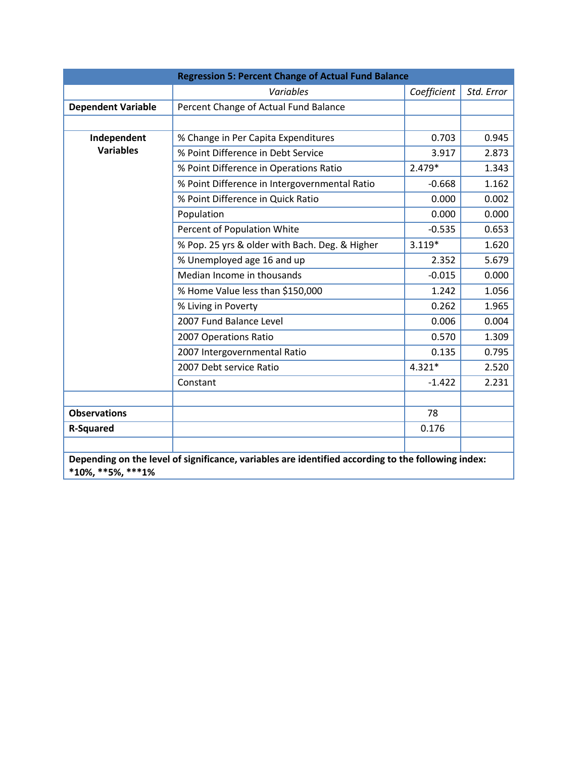| Regression 5: Percent Change of Actual Fund Balance | | | |
|---|---|---|---|
| | *Variables* | *Coefficient* | *Std. Error* |
| **Dependent Variable** | Percent Change of Actual Fund Balance | | |
| | | | |
| **Independent Variables** | % Change in Per Capita Expenditures | 0.703 | 0.945 |
| | % Point Difference in Debt Service | 3.917 | 2.873 |
| | % Point Difference in Operations Ratio | 2.479* | 1.343 |
| | % Point Difference in Intergovernmental Ratio | -0.668 | 1.162 |
| | % Point Difference in Quick Ratio | 0.000 | 0.002 |
| | Population | 0.000 | 0.000 |
| | Percent of Population White | -0.535 | 0.653 |
| | % Pop. 25 yrs & older with Bach. Deg. & Higher | 3.119* | 1.620 |
| | % Unemployed age 16 and up | 2.352 | 5.679 |
| | Median Income in thousands | -0.015 | 0.000 |
| | % Home Value less than $150,000 | 1.242 | 1.056 |
| | % Living in Poverty | 0.262 | 1.965 |
| | 2007 Fund Balance Level | 0.006 | 0.004 |
| | 2007 Operations Ratio | 0.570 | 1.309 |
| | 2007 Intergovernmental Ratio | 0.135 | 0.795 |
| | 2007 Debt service Ratio | 4.321* | 2.520 |
| | Constant | -1.422 | 2.231 |
| | | | |
| **Observations** | | 78 | |
| **R-Squared** | | 0.176 | |
| | | | |

**Depending on the level of significance, variables are identified according to the following index: *10%, **5%, ***1%**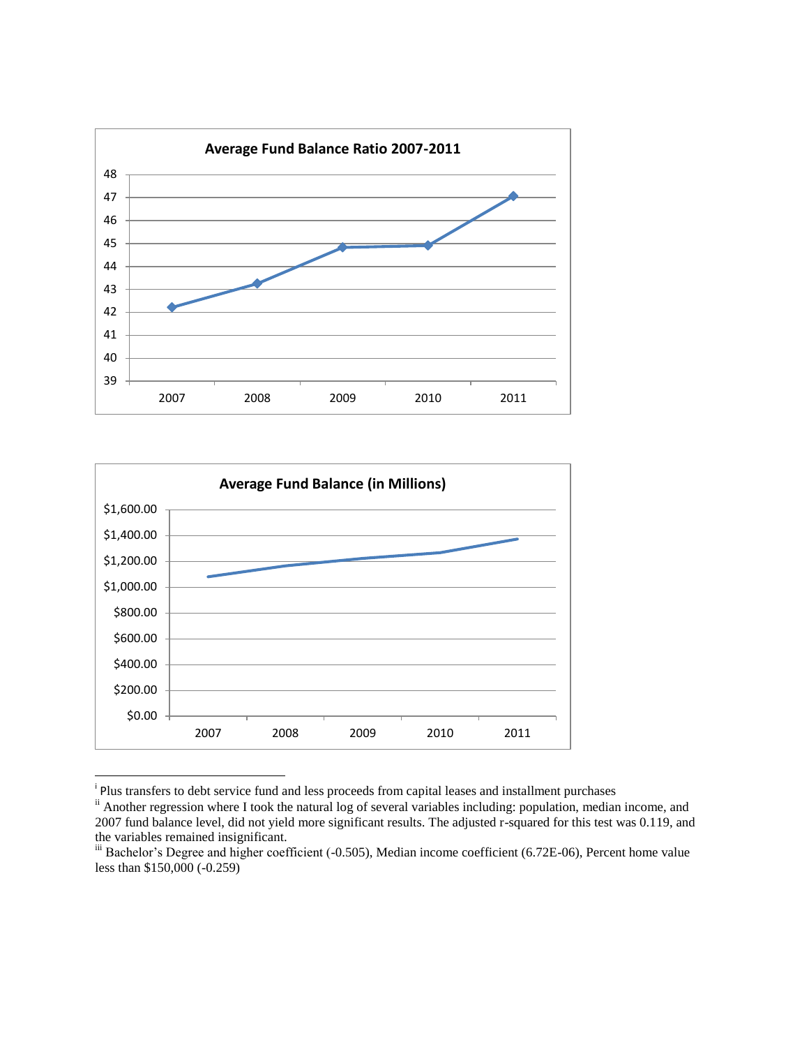Average Fund Balance Ratio 2007-2011

48
47
46
45
44
43
42
41
40
39

2007 2008 2009 2010 2011

Average Fund Balance (in Millions)

$1,600.00
$1,400.00
$1,200.00
$1,000.00
$800.00
$600.00
$400.00
$200.00
$0.00

2007 2008 2009 2010 2011

---

[i] Plus transfers to debt service fund and less proceeds from capital leases and installment purchases

[ii] Another regression where I took the natural log of several variables including: population, median income, and 2007 fund balance level, did not yield more significant results. The adjusted r-squared for this test was 0.119, and the variables remained insignificant.

[iii] Bachelor's Degree and higher coefficient (-0.505), Median income coefficient (6.72E-06), Percent home value less than $150,000 (-0.259)